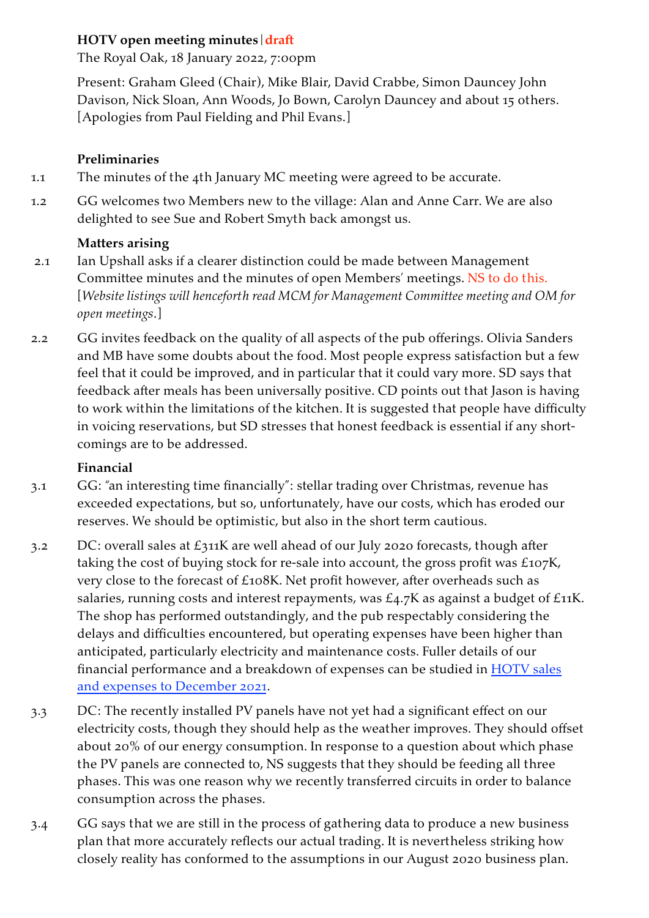**HOTV open meeting minutes** | **draft**

The Royal Oak, 18 January 2022, 7:00pm

Present: Graham Gleed (Chair), Mike Blair, David Crabbe, Simon Dauncey John Davison, Nick Sloan, Ann Woods, Jo Bown, Carolyn Dauncey and about 15 others. [Apologies from Paul Fielding and Phil Evans.]

**Preliminaries**

1.1 The minutes of the 4th January MC meeting were agreed to be accurate.

1.2 GG welcomes two Members new to the village: Alan and Anne Carr. We are also delighted to see Sue and Robert Smyth back amongst us.

**Matters arising**

2.1 Ian Upshall asks if a clearer distinction could be made between Management Committee minutes and the minutes of open Members' meetings. NS to do this. [*Website listings will henceforth read MCM for Management Committee meeting and OM for open meetings*.]

2.2 GG invites feedback on the quality of all aspects of the pub offerings. Olivia Sanders and MB have some doubts about the food. Most people express satisfaction but a few feel that it could be improved, and in particular that it could vary more. SD says that feedback after meals has been universally positive. CD points out that Jason is having to work within the limitations of the kitchen. It is suggested that people have difficulty in voicing reservations, but SD stresses that honest feedback is essential if any short-comings are to be addressed.

**Financial**

3.1 GG: "an interesting time financially": stellar trading over Christmas, revenue has exceeded expectations, but so, unfortunately, have our costs, which has eroded our reserves. We should be optimistic, but also in the short term cautious.

3.2 DC: overall sales at £311K are well ahead of our July 2020 forecasts, though after taking the cost of buying stock for re-sale into account, the gross profit was £107K, very close to the forecast of £108K. Net profit however, after overheads such as salaries, running costs and interest repayments, was £4.7K as against a budget of £11K. The shop has performed outstandingly, and the pub respectably considering the delays and difficulties encountered, but operating expenses have been higher than anticipated, particularly electricity and maintenance costs. Fuller details of our financial performance and a breakdown of expenses can be studied in HOTV sales and expenses to December 2021.

3.3 DC: The recently installed PV panels have not yet had a significant effect on our electricity costs, though they should help as the weather improves. They should offset about 20% of our energy consumption. In response to a question about which phase the PV panels are connected to, NS suggests that they should be feeding all three phases. This was one reason why we recently transferred circuits in order to balance consumption across the phases.

3.4 GG says that we are still in the process of gathering data to produce a new business plan that more accurately reflects our actual trading. It is nevertheless striking how closely reality has conformed to the assumptions in our August 2020 business plan.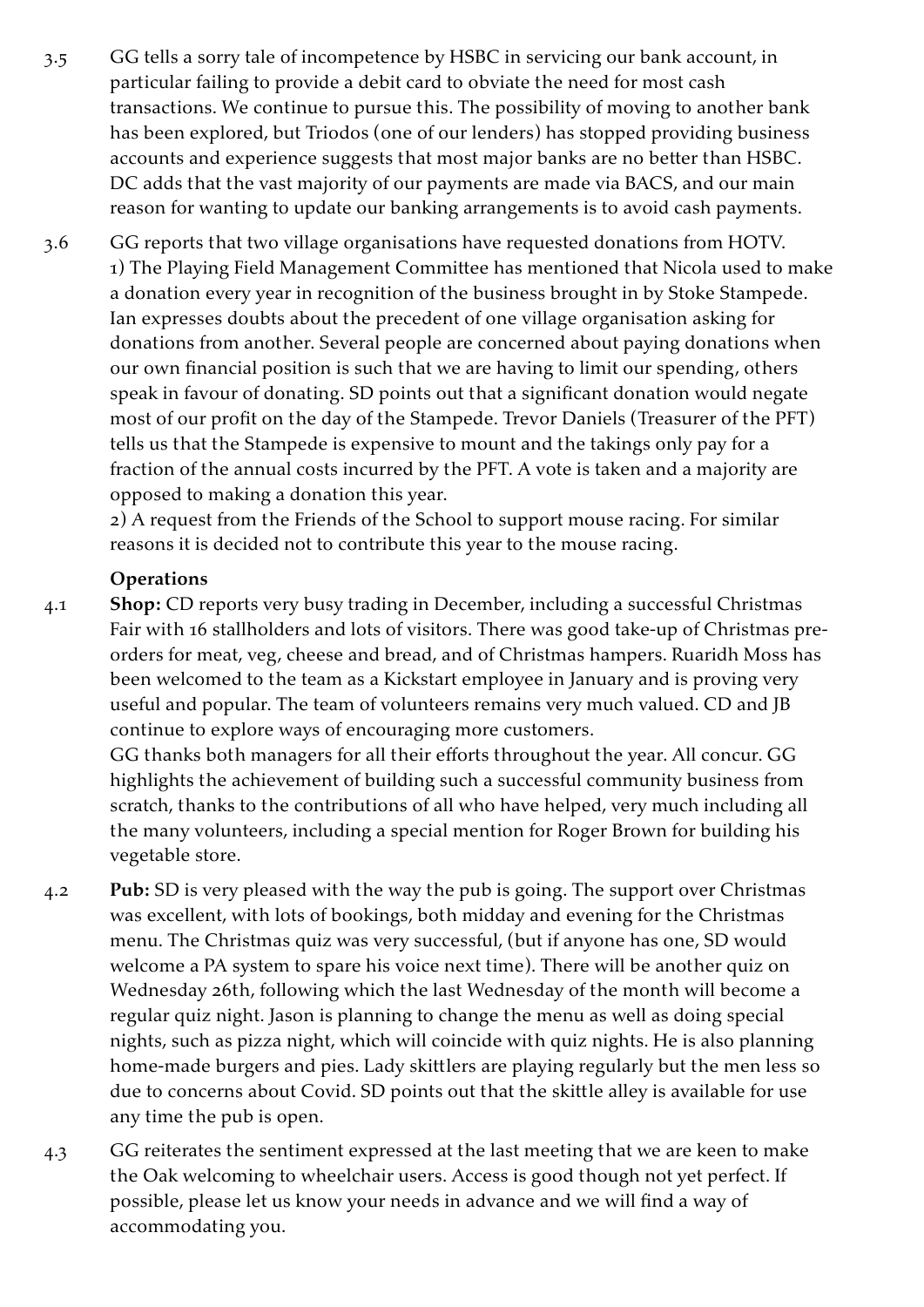3.5 GG tells a sorry tale of incompetence by HSBC in servicing our bank account, in particular failing to provide a debit card to obviate the need for most cash transactions. We continue to pursue this. The possibility of moving to another bank has been explored, but Triodos (one of our lenders) has stopped providing business accounts and experience suggests that most major banks are no better than HSBC. DC adds that the vast majority of our payments are made via BACS, and our main reason for wanting to update our banking arrangements is to avoid cash payments.

3.6 GG reports that two village organisations have requested donations from HOTV.
1) The Playing Field Management Committee has mentioned that Nicola used to make a donation every year in recognition of the business brought in by Stoke Stampede. Ian expresses doubts about the precedent of one village organisation asking for donations from another. Several people are concerned about paying donations when our own financial position is such that we are having to limit our spending, others speak in favour of donating. SD points out that a significant donation would negate most of our profit on the day of the Stampede. Trevor Daniels (Treasurer of the PFT) tells us that the Stampede is expensive to mount and the takings only pay for a fraction of the annual costs incurred by the PFT. A vote is taken and a majority are opposed to making a donation this year.
2) A request from the Friends of the School to support mouse racing. For similar reasons it is decided not to contribute this year to the mouse racing.

**Operations**

4.1 **Shop:** CD reports very busy trading in December, including a successful Christmas Fair with 16 stallholders and lots of visitors. There was good take-up of Christmas pre-orders for meat, veg, cheese and bread, and of Christmas hampers. Ruaridh Moss has been welcomed to the team as a Kickstart employee in January and is proving very useful and popular. The team of volunteers remains very much valued. CD and JB continue to explore ways of encouraging more customers.
GG thanks both managers for all their efforts throughout the year. All concur. GG highlights the achievement of building such a successful community business from scratch, thanks to the contributions of all who have helped, very much including all the many volunteers, including a special mention for Roger Brown for building his vegetable store.

4.2 **Pub:** SD is very pleased with the way the pub is going. The support over Christmas was excellent, with lots of bookings, both midday and evening for the Christmas menu. The Christmas quiz was very successful, (but if anyone has one, SD would welcome a PA system to spare his voice next time). There will be another quiz on Wednesday 26th, following which the last Wednesday of the month will become a regular quiz night. Jason is planning to change the menu as well as doing special nights, such as pizza night, which will coincide with quiz nights. He is also planning home-made burgers and pies. Lady skittlers are playing regularly but the men less so due to concerns about Covid. SD points out that the skittle alley is available for use any time the pub is open.

4.3 GG reiterates the sentiment expressed at the last meeting that we are keen to make the Oak welcoming to wheelchair users. Access is good though not yet perfect. If possible, please let us know your needs in advance and we will find a way of accommodating you.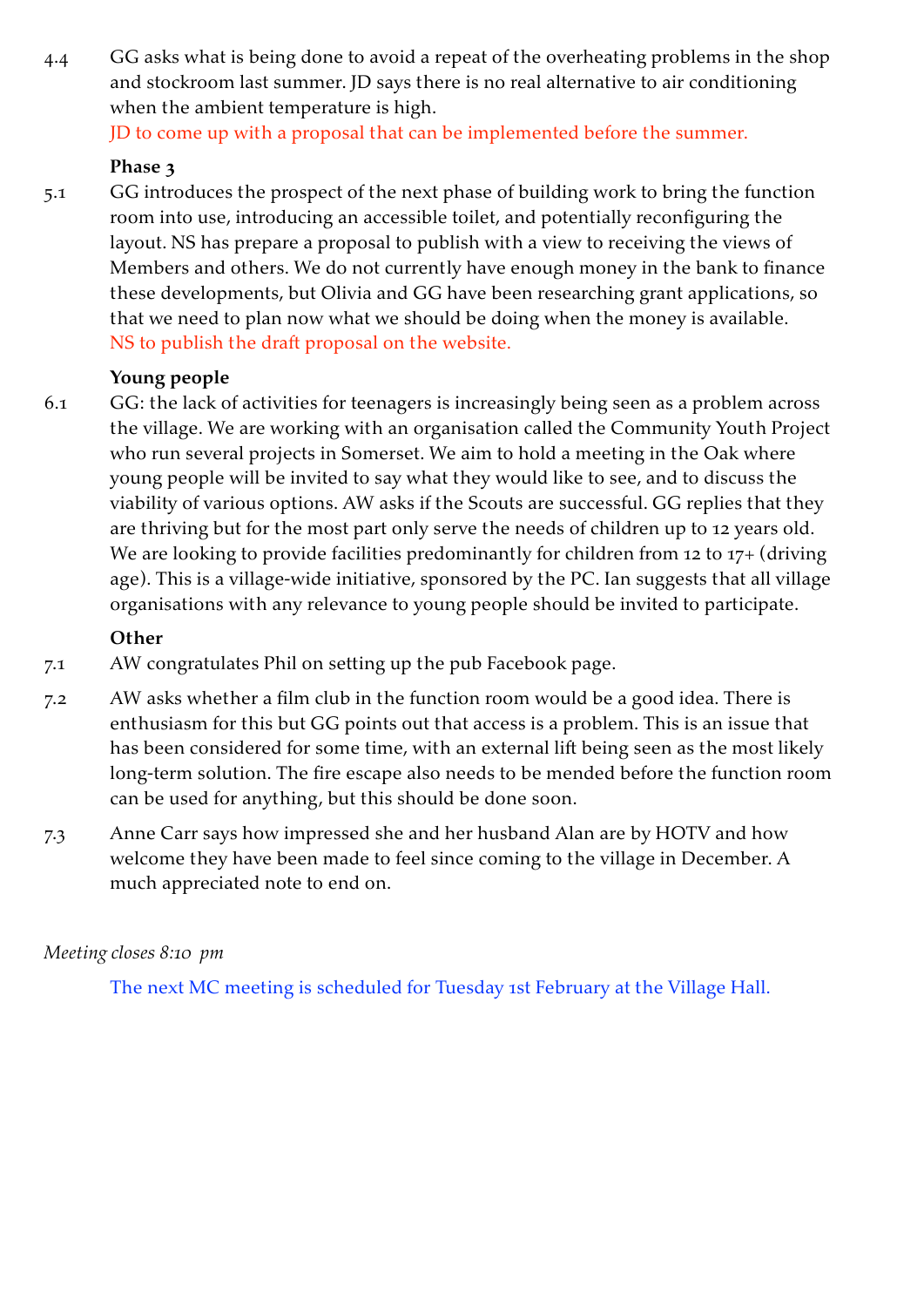4.4 GG asks what is being done to avoid a repeat of the overheating problems in the shop and stockroom last summer. JD says there is no real alternative to air conditioning when the ambient temperature is high.
JD to come up with a proposal that can be implemented before the summer.

**Phase 3**

5.1 GG introduces the prospect of the next phase of building work to bring the function room into use, introducing an accessible toilet, and potentially reconfiguring the layout. NS has prepare a proposal to publish with a view to receiving the views of Members and others. We do not currently have enough money in the bank to finance these developments, but Olivia and GG have been researching grant applications, so that we need to plan now what we should be doing when the money is available.
NS to publish the draft proposal on the website.

**Young people**

6.1 GG: the lack of activities for teenagers is increasingly being seen as a problem across the village. We are working with an organisation called the Community Youth Project who run several projects in Somerset. We aim to hold a meeting in the Oak where young people will be invited to say what they would like to see, and to discuss the viability of various options. AW asks if the Scouts are successful. GG replies that they are thriving but for the most part only serve the needs of children up to 12 years old. We are looking to provide facilities predominantly for children from 12 to 17+ (driving age). This is a village-wide initiative, sponsored by the PC. Ian suggests that all village organisations with any relevance to young people should be invited to participate.

**Other**

7.1 AW congratulates Phil on setting up the pub Facebook page.

7.2 AW asks whether a film club in the function room would be a good idea. There is enthusiasm for this but GG points out that access is a problem. This is an issue that has been considered for some time, with an external lift being seen as the most likely long-term solution. The fire escape also needs to be mended before the function room can be used for anything, but this should be done soon.

7.3 Anne Carr says how impressed she and her husband Alan are by HOTV and how welcome they have been made to feel since coming to the village in December. A much appreciated note to end on.

*Meeting closes 8:10 pm*

The next MC meeting is scheduled for Tuesday 1st February at the Village Hall.